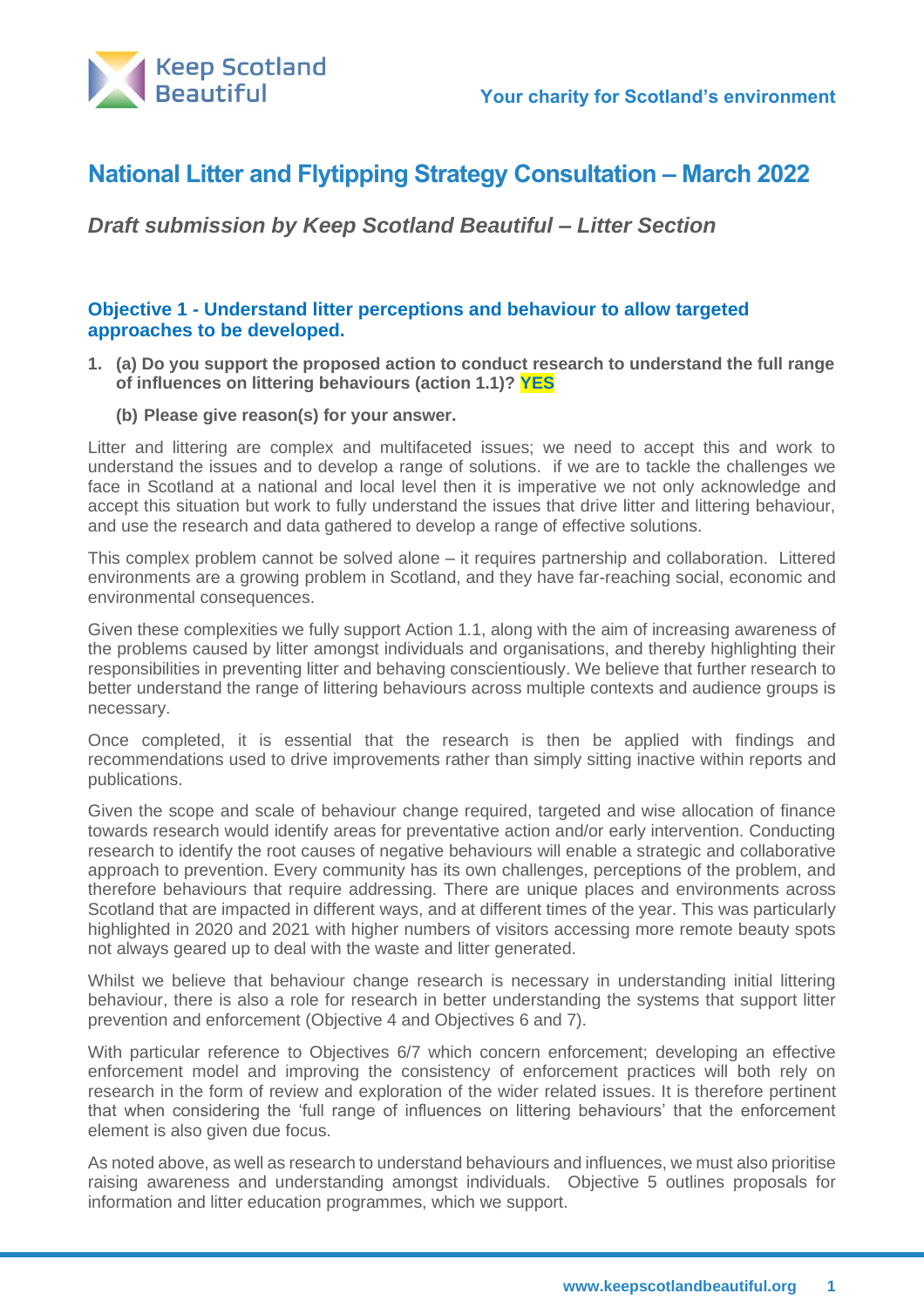# National Litter and Flytipping Strategy Consultation – March 2022

***Draft submission by Keep Scotland Beautiful – Litter Section***

## Objective 1 - Understand litter perceptions and behaviour to allow targeted approaches to be developed.

1. **(a) Do you support the proposed action to conduct research to understand the full range of influences on littering behaviours (action 1.1)? YES**

   **(b) Please give reason(s) for your answer.**

Litter and littering are complex and multifaceted issues; we need to accept this and work to understand the issues and to develop a range of solutions.  if we are to tackle the challenges we face in Scotland at a national and local level then it is imperative we not only acknowledge and accept this situation but work to fully understand the issues that drive litter and littering behaviour, and use the research and data gathered to develop a range of effective solutions.

This complex problem cannot be solved alone – it requires partnership and collaboration.  Littered environments are a growing problem in Scotland, and they have far-reaching social, economic and environmental consequences.

Given these complexities we fully support Action 1.1, along with the aim of increasing awareness of the problems caused by litter amongst individuals and organisations, and thereby highlighting their responsibilities in preventing litter and behaving conscientiously. We believe that further research to better understand the range of littering behaviours across multiple contexts and audience groups is necessary.

Once completed, it is essential that the research is then be applied with findings and recommendations used to drive improvements rather than simply sitting inactive within reports and publications.

Given the scope and scale of behaviour change required, targeted and wise allocation of finance towards research would identify areas for preventative action and/or early intervention. Conducting research to identify the root causes of negative behaviours will enable a strategic and collaborative approach to prevention. Every community has its own challenges, perceptions of the problem, and therefore behaviours that require addressing. There are unique places and environments across Scotland that are impacted in different ways, and at different times of the year. This was particularly highlighted in 2020 and 2021 with higher numbers of visitors accessing more remote beauty spots not always geared up to deal with the waste and litter generated.

Whilst we believe that behaviour change research is necessary in understanding initial littering behaviour, there is also a role for research in better understanding the systems that support litter prevention and enforcement (Objective 4 and Objectives 6 and 7).

With particular reference to Objectives 6/7 which concern enforcement; developing an effective enforcement model and improving the consistency of enforcement practices will both rely on research in the form of review and exploration of the wider related issues. It is therefore pertinent that when considering the 'full range of influences on littering behaviours' that the enforcement element is also given due focus.

As noted above, as well as research to understand behaviours and influences, we must also prioritise raising awareness and understanding amongst individuals.  Objective 5 outlines proposals for information and litter education programmes, which we support.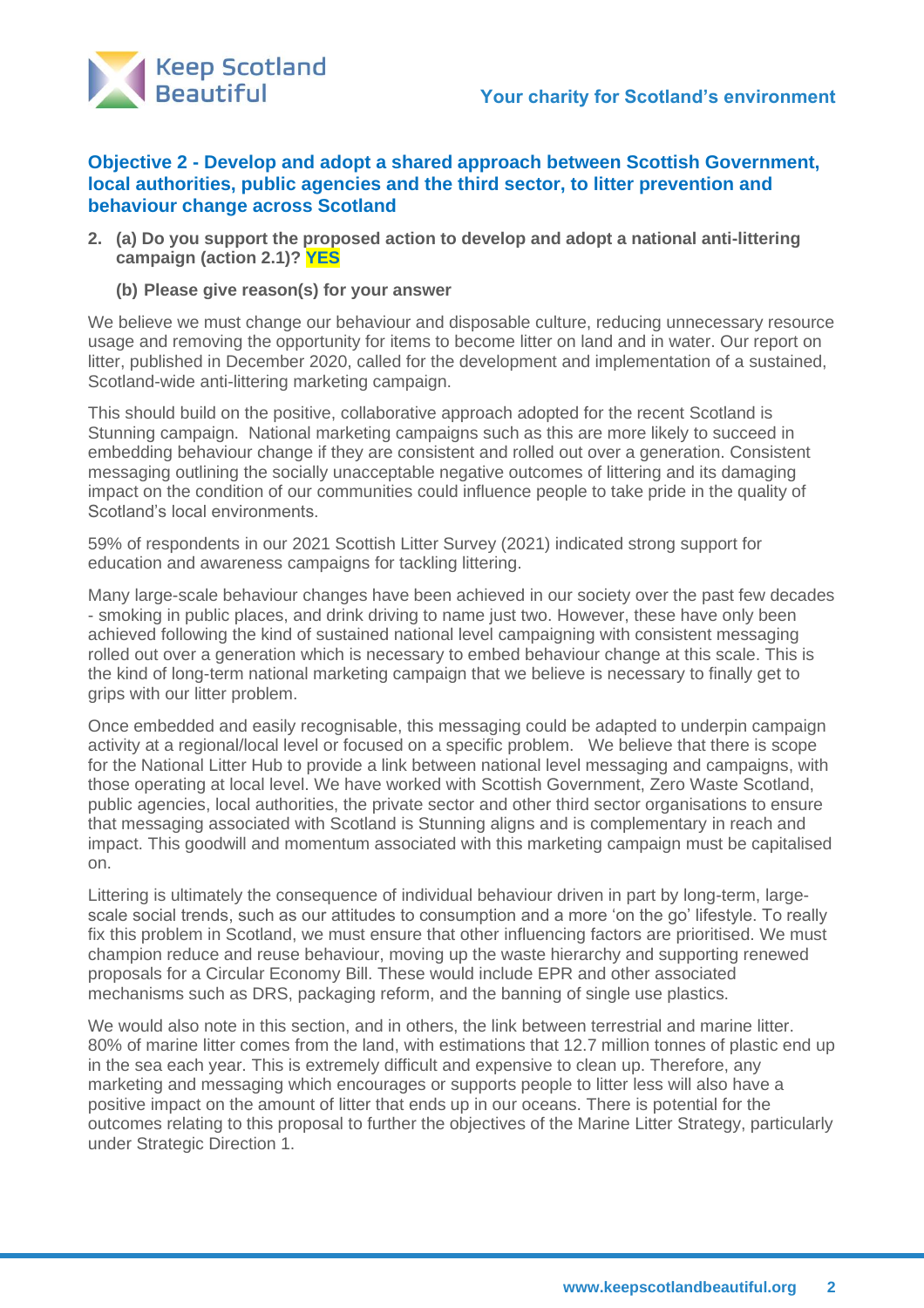### Objective 2 - Develop and adopt a shared approach between Scottish Government, local authorities, public agencies and the third sector, to litter prevention and behaviour change across Scotland

**2. (a) Do you support the proposed action to develop and adopt a national anti-littering campaign (action 2.1)? YES**

**(b) Please give reason(s) for your answer**

We believe we must change our behaviour and disposable culture, reducing unnecessary resource usage and removing the opportunity for items to become litter on land and in water. Our report on litter, published in December 2020, called for the development and implementation of a sustained, Scotland-wide anti-littering marketing campaign.

This should build on the positive, collaborative approach adopted for the recent Scotland is Stunning campaign. National marketing campaigns such as this are more likely to succeed in embedding behaviour change if they are consistent and rolled out over a generation. Consistent messaging outlining the socially unacceptable negative outcomes of littering and its damaging impact on the condition of our communities could influence people to take pride in the quality of Scotland's local environments.

59% of respondents in our 2021 Scottish Litter Survey (2021) indicated strong support for education and awareness campaigns for tackling littering.

Many large-scale behaviour changes have been achieved in our society over the past few decades - smoking in public places, and drink driving to name just two. However, these have only been achieved following the kind of sustained national level campaigning with consistent messaging rolled out over a generation which is necessary to embed behaviour change at this scale. This is the kind of long-term national marketing campaign that we believe is necessary to finally get to grips with our litter problem.

Once embedded and easily recognisable, this messaging could be adapted to underpin campaign activity at a regional/local level or focused on a specific problem. We believe that there is scope for the National Litter Hub to provide a link between national level messaging and campaigns, with those operating at local level. We have worked with Scottish Government, Zero Waste Scotland, public agencies, local authorities, the private sector and other third sector organisations to ensure that messaging associated with Scotland is Stunning aligns and is complementary in reach and impact. This goodwill and momentum associated with this marketing campaign must be capitalised on.

Littering is ultimately the consequence of individual behaviour driven in part by long-term, large-scale social trends, such as our attitudes to consumption and a more 'on the go' lifestyle. To really fix this problem in Scotland, we must ensure that other influencing factors are prioritised. We must champion reduce and reuse behaviour, moving up the waste hierarchy and supporting renewed proposals for a Circular Economy Bill. These would include EPR and other associated mechanisms such as DRS, packaging reform, and the banning of single use plastics.

We would also note in this section, and in others, the link between terrestrial and marine litter. 80% of marine litter comes from the land, with estimations that 12.7 million tonnes of plastic end up in the sea each year. This is extremely difficult and expensive to clean up. Therefore, any marketing and messaging which encourages or supports people to litter less will also have a positive impact on the amount of litter that ends up in our oceans. There is potential for the outcomes relating to this proposal to further the objectives of the Marine Litter Strategy, particularly under Strategic Direction 1.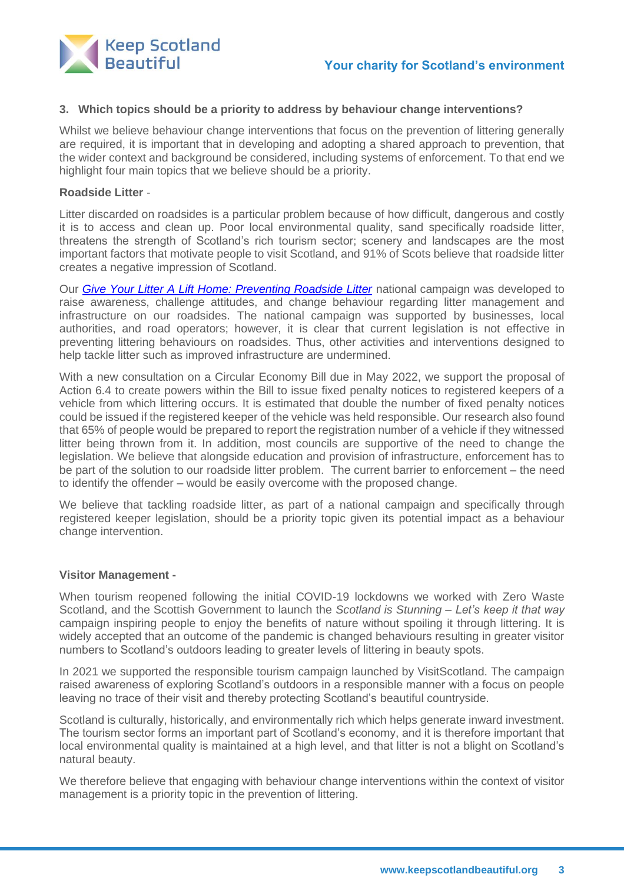### 3. Which topics should be a priority to address by behaviour change interventions?

Whilst we believe behaviour change interventions that focus on the prevention of littering generally are required, it is important that in developing and adopting a shared approach to prevention, that the wider context and background be considered, including systems of enforcement. To that end we highlight four main topics that we believe should be a priority.

**Roadside Litter** -

Litter discarded on roadsides is a particular problem because of how difficult, dangerous and costly it is to access and clean up. Poor local environmental quality, sand specifically roadside litter, threatens the strength of Scotland's rich tourism sector; scenery and landscapes are the most important factors that motivate people to visit Scotland, and 91% of Scots believe that roadside litter creates a negative impression of Scotland.

Our *Give Your Litter A Lift Home: Preventing Roadside Litter* national campaign was developed to raise awareness, challenge attitudes, and change behaviour regarding litter management and infrastructure on our roadsides. The national campaign was supported by businesses, local authorities, and road operators; however, it is clear that current legislation is not effective in preventing littering behaviours on roadsides. Thus, other activities and interventions designed to help tackle litter such as improved infrastructure are undermined.

With a new consultation on a Circular Economy Bill due in May 2022, we support the proposal of Action 6.4 to create powers within the Bill to issue fixed penalty notices to registered keepers of a vehicle from which littering occurs. It is estimated that double the number of fixed penalty notices could be issued if the registered keeper of the vehicle was held responsible. Our research also found that 65% of people would be prepared to report the registration number of a vehicle if they witnessed litter being thrown from it. In addition, most councils are supportive of the need to change the legislation. We believe that alongside education and provision of infrastructure, enforcement has to be part of the solution to our roadside litter problem. The current barrier to enforcement – the need to identify the offender – would be easily overcome with the proposed change.

We believe that tackling roadside litter, as part of a national campaign and specifically through registered keeper legislation, should be a priority topic given its potential impact as a behaviour change intervention.

**Visitor Management -**

When tourism reopened following the initial COVID-19 lockdowns we worked with Zero Waste Scotland, and the Scottish Government to launch the *Scotland is Stunning – Let's keep it that way* campaign inspiring people to enjoy the benefits of nature without spoiling it through littering. It is widely accepted that an outcome of the pandemic is changed behaviours resulting in greater visitor numbers to Scotland's outdoors leading to greater levels of littering in beauty spots.

In 2021 we supported the responsible tourism campaign launched by VisitScotland. The campaign raised awareness of exploring Scotland's outdoors in a responsible manner with a focus on people leaving no trace of their visit and thereby protecting Scotland's beautiful countryside.

Scotland is culturally, historically, and environmentally rich which helps generate inward investment. The tourism sector forms an important part of Scotland's economy, and it is therefore important that local environmental quality is maintained at a high level, and that litter is not a blight on Scotland's natural beauty.

We therefore believe that engaging with behaviour change interventions within the context of visitor management is a priority topic in the prevention of littering.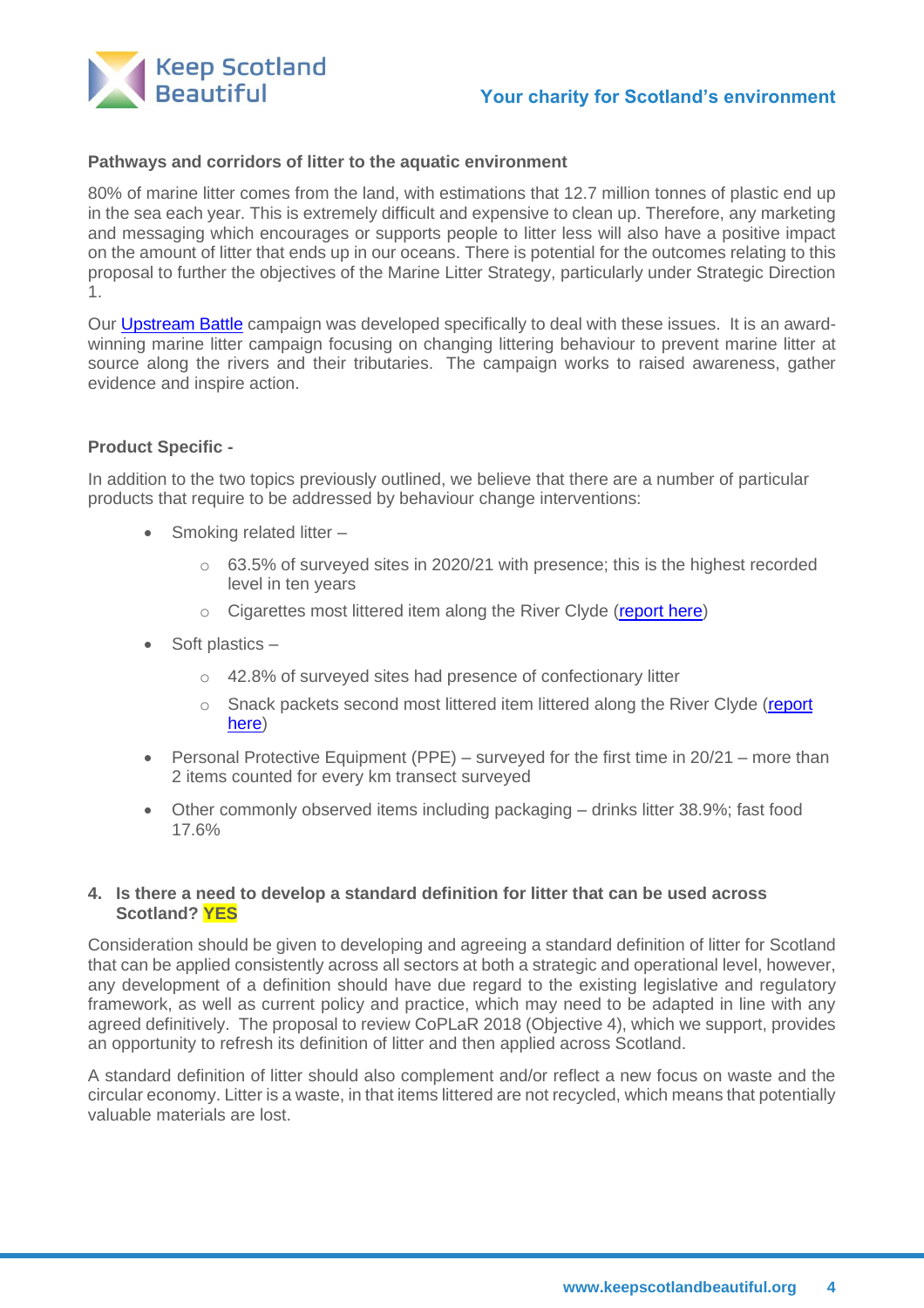**Pathways and corridors of litter to the aquatic environment**

80% of marine litter comes from the land, with estimations that 12.7 million tonnes of plastic end up in the sea each year. This is extremely difficult and expensive to clean up. Therefore, any marketing and messaging which encourages or supports people to litter less will also have a positive impact on the amount of litter that ends up in our oceans. There is potential for the outcomes relating to this proposal to further the objectives of the Marine Litter Strategy, particularly under Strategic Direction 1.

Our Upstream Battle campaign was developed specifically to deal with these issues. It is an award-winning marine litter campaign focusing on changing littering behaviour to prevent marine litter at source along the rivers and their tributaries. The campaign works to raised awareness, gather evidence and inspire action.

**Product Specific -**

In addition to the two topics previously outlined, we believe that there are a number of particular products that require to be addressed by behaviour change interventions:

- Smoking related litter –
  - 63.5% of surveyed sites in 2020/21 with presence; this is the highest recorded level in ten years
  - Cigarettes most littered item along the River Clyde (report here)
- Soft plastics –
  - 42.8% of surveyed sites had presence of confectionary litter
  - Snack packets second most littered item littered along the River Clyde (report here)
- Personal Protective Equipment (PPE) – surveyed for the first time in 20/21 – more than 2 items counted for every km transect surveyed
- Other commonly observed items including packaging – drinks litter 38.9%; fast food 17.6%

**4. Is there a need to develop a standard definition for litter that can be used across Scotland? YES**

Consideration should be given to developing and agreeing a standard definition of litter for Scotland that can be applied consistently across all sectors at both a strategic and operational level, however, any development of a definition should have due regard to the existing legislative and regulatory framework, as well as current policy and practice, which may need to be adapted in line with any agreed definitively. The proposal to review CoPLaR 2018 (Objective 4), which we support, provides an opportunity to refresh its definition of litter and then applied across Scotland.

A standard definition of litter should also complement and/or reflect a new focus on waste and the circular economy. Litter is a waste, in that items littered are not recycled, which means that potentially valuable materials are lost.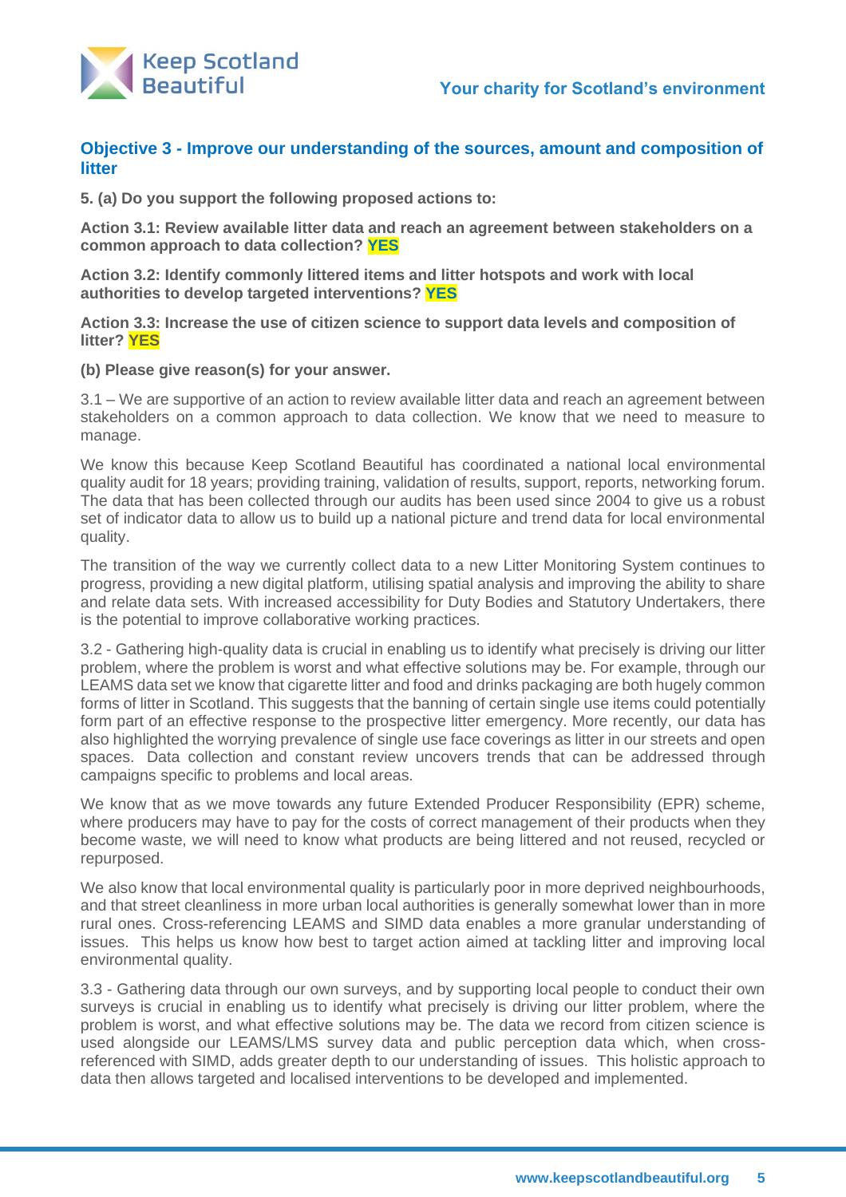## Objective 3 - Improve our understanding of the sources, amount and composition of litter

**5. (a) Do you support the following proposed actions to:**

**Action 3.1: Review available litter data and reach an agreement between stakeholders on a common approach to data collection? YES**

**Action 3.2: Identify commonly littered items and litter hotspots and work with local authorities to develop targeted interventions? YES**

**Action 3.3: Increase the use of citizen science to support data levels and composition of litter? YES**

**(b) Please give reason(s) for your answer.**

3.1 – We are supportive of an action to review available litter data and reach an agreement between stakeholders on a common approach to data collection. We know that we need to measure to manage.

We know this because Keep Scotland Beautiful has coordinated a national local environmental quality audit for 18 years; providing training, validation of results, support, reports, networking forum. The data that has been collected through our audits has been used since 2004 to give us a robust set of indicator data to allow us to build up a national picture and trend data for local environmental quality.

The transition of the way we currently collect data to a new Litter Monitoring System continues to progress, providing a new digital platform, utilising spatial analysis and improving the ability to share and relate data sets. With increased accessibility for Duty Bodies and Statutory Undertakers, there is the potential to improve collaborative working practices.

3.2 - Gathering high-quality data is crucial in enabling us to identify what precisely is driving our litter problem, where the problem is worst and what effective solutions may be. For example, through our LEAMS data set we know that cigarette litter and food and drinks packaging are both hugely common forms of litter in Scotland. This suggests that the banning of certain single use items could potentially form part of an effective response to the prospective litter emergency. More recently, our data has also highlighted the worrying prevalence of single use face coverings as litter in our streets and open spaces. Data collection and constant review uncovers trends that can be addressed through campaigns specific to problems and local areas.

We know that as we move towards any future Extended Producer Responsibility (EPR) scheme, where producers may have to pay for the costs of correct management of their products when they become waste, we will need to know what products are being littered and not reused, recycled or repurposed.

We also know that local environmental quality is particularly poor in more deprived neighbourhoods, and that street cleanliness in more urban local authorities is generally somewhat lower than in more rural ones. Cross-referencing LEAMS and SIMD data enables a more granular understanding of issues. This helps us know how best to target action aimed at tackling litter and improving local environmental quality.

3.3 - Gathering data through our own surveys, and by supporting local people to conduct their own surveys is crucial in enabling us to identify what precisely is driving our litter problem, where the problem is worst, and what effective solutions may be. The data we record from citizen science is used alongside our LEAMS/LMS survey data and public perception data which, when cross-referenced with SIMD, adds greater depth to our understanding of issues. This holistic approach to data then allows targeted and localised interventions to be developed and implemented.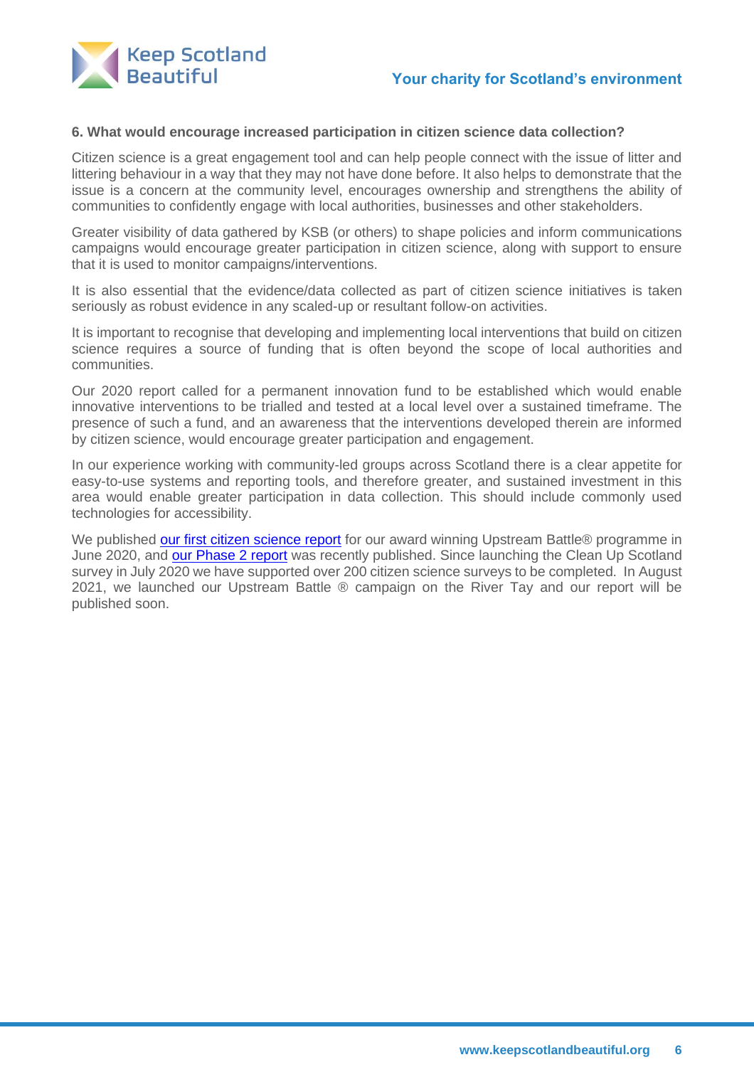**6. What would encourage increased participation in citizen science data collection?**

Citizen science is a great engagement tool and can help people connect with the issue of litter and littering behaviour in a way that they may not have done before. It also helps to demonstrate that the issue is a concern at the community level, encourages ownership and strengthens the ability of communities to confidently engage with local authorities, businesses and other stakeholders.

Greater visibility of data gathered by KSB (or others) to shape policies and inform communications campaigns would encourage greater participation in citizen science, along with support to ensure that it is used to monitor campaigns/interventions.

It is also essential that the evidence/data collected as part of citizen science initiatives is taken seriously as robust evidence in any scaled-up or resultant follow-on activities.

It is important to recognise that developing and implementing local interventions that build on citizen science requires a source of funding that is often beyond the scope of local authorities and communities.

Our 2020 report called for a permanent innovation fund to be established which would enable innovative interventions to be trialled and tested at a local level over a sustained timeframe. The presence of such a fund, and an awareness that the interventions developed therein are informed by citizen science, would encourage greater participation and engagement.

In our experience working with community-led groups across Scotland there is a clear appetite for easy-to-use systems and reporting tools, and therefore greater, and sustained investment in this area would enable greater participation in data collection. This should include commonly used technologies for accessibility.

We published our first citizen science report for our award winning Upstream Battle® programme in June 2020, and our Phase 2 report was recently published. Since launching the Clean Up Scotland survey in July 2020 we have supported over 200 citizen science surveys to be completed. In August 2021, we launched our Upstream Battle ® campaign on the River Tay and our report will be published soon.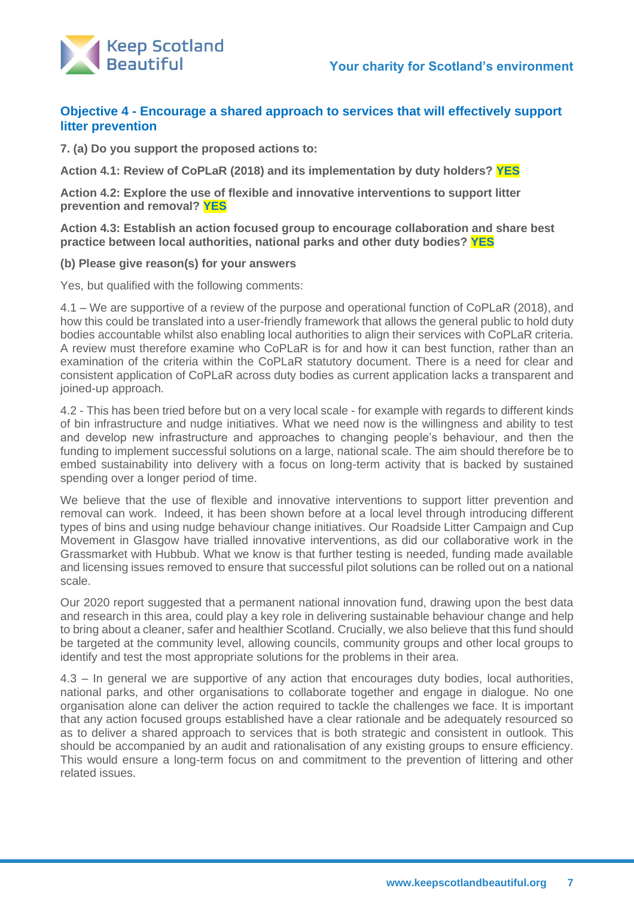## Objective 4 - Encourage a shared approach to services that will effectively support litter prevention

**7. (a) Do you support the proposed actions to:**

**Action 4.1: Review of CoPLaR (2018) and its implementation by duty holders? YES**

**Action 4.2: Explore the use of flexible and innovative interventions to support litter prevention and removal? YES**

**Action 4.3: Establish an action focused group to encourage collaboration and share best practice between local authorities, national parks and other duty bodies? YES**

**(b) Please give reason(s) for your answers**

Yes, but qualified with the following comments:

4.1 – We are supportive of a review of the purpose and operational function of CoPLaR (2018), and how this could be translated into a user-friendly framework that allows the general public to hold duty bodies accountable whilst also enabling local authorities to align their services with CoPLaR criteria. A review must therefore examine who CoPLaR is for and how it can best function, rather than an examination of the criteria within the CoPLaR statutory document. There is a need for clear and consistent application of CoPLaR across duty bodies as current application lacks a transparent and joined-up approach.

4.2 - This has been tried before but on a very local scale - for example with regards to different kinds of bin infrastructure and nudge initiatives. What we need now is the willingness and ability to test and develop new infrastructure and approaches to changing people's behaviour, and then the funding to implement successful solutions on a large, national scale. The aim should therefore be to embed sustainability into delivery with a focus on long-term activity that is backed by sustained spending over a longer period of time.

We believe that the use of flexible and innovative interventions to support litter prevention and removal can work. Indeed, it has been shown before at a local level through introducing different types of bins and using nudge behaviour change initiatives. Our Roadside Litter Campaign and Cup Movement in Glasgow have trialled innovative interventions, as did our collaborative work in the Grassmarket with Hubbub. What we know is that further testing is needed, funding made available and licensing issues removed to ensure that successful pilot solutions can be rolled out on a national scale.

Our 2020 report suggested that a permanent national innovation fund, drawing upon the best data and research in this area, could play a key role in delivering sustainable behaviour change and help to bring about a cleaner, safer and healthier Scotland. Crucially, we also believe that this fund should be targeted at the community level, allowing councils, community groups and other local groups to identify and test the most appropriate solutions for the problems in their area.

4.3 – In general we are supportive of any action that encourages duty bodies, local authorities, national parks, and other organisations to collaborate together and engage in dialogue. No one organisation alone can deliver the action required to tackle the challenges we face. It is important that any action focused groups established have a clear rationale and be adequately resourced so as to deliver a shared approach to services that is both strategic and consistent in outlook. This should be accompanied by an audit and rationalisation of any existing groups to ensure efficiency. This would ensure a long-term focus on and commitment to the prevention of littering and other related issues.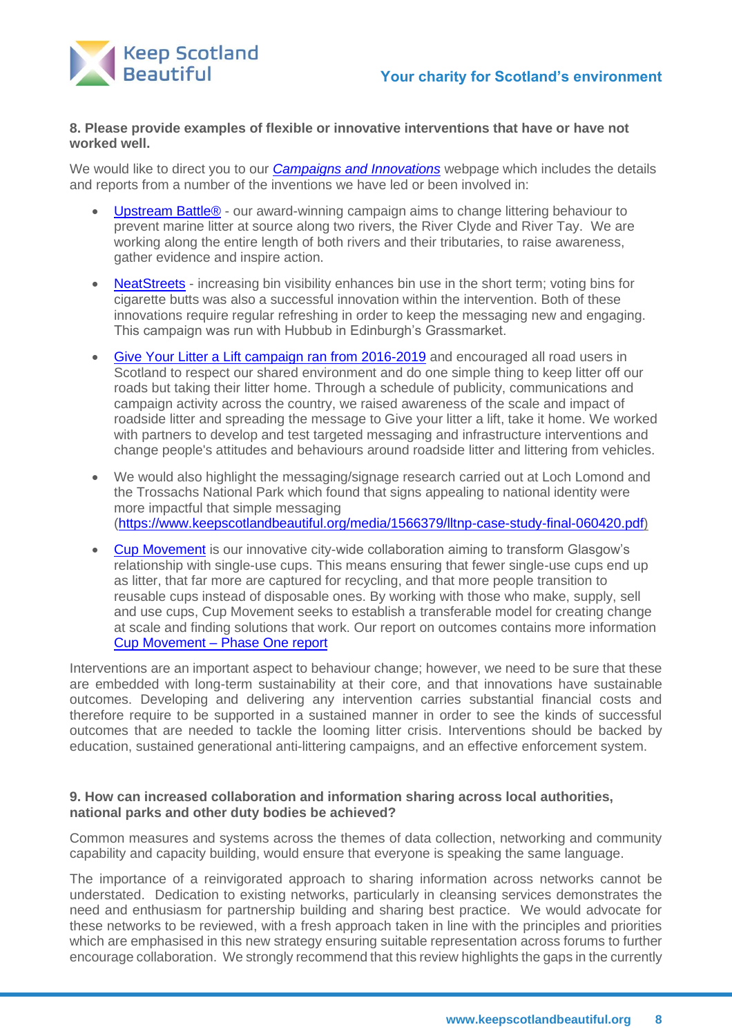**8. Please provide examples of flexible or innovative interventions that have or have not worked well.**

We would like to direct you to our *Campaigns and Innovations* webpage which includes the details and reports from a number of the inventions we have led or been involved in:

- Upstream Battle® - our award-winning campaign aims to change littering behaviour to prevent marine litter at source along two rivers, the River Clyde and River Tay. We are working along the entire length of both rivers and their tributaries, to raise awareness, gather evidence and inspire action.
- NeatStreets - increasing bin visibility enhances bin use in the short term; voting bins for cigarette butts was also a successful innovation within the intervention. Both of these innovations require regular refreshing in order to keep the messaging new and engaging. This campaign was run with Hubbub in Edinburgh's Grassmarket.
- Give Your Litter a Lift campaign ran from 2016-2019 and encouraged all road users in Scotland to respect our shared environment and do one simple thing to keep litter off our roads but taking their litter home. Through a schedule of publicity, communications and campaign activity across the country, we raised awareness of the scale and impact of roadside litter and spreading the message to Give your litter a lift, take it home. We worked with partners to develop and test targeted messaging and infrastructure interventions and change people's attitudes and behaviours around roadside litter and littering from vehicles.
- We would also highlight the messaging/signage research carried out at Loch Lomond and the Trossachs National Park which found that signs appealing to national identity were more impactful that simple messaging (https://www.keepscotlandbeautiful.org/media/1566379/lltnp-case-study-final-060420.pdf)
- Cup Movement is our innovative city-wide collaboration aiming to transform Glasgow's relationship with single-use cups. This means ensuring that fewer single-use cups end up as litter, that far more are captured for recycling, and that more people transition to reusable cups instead of disposable ones. By working with those who make, supply, sell and use cups, Cup Movement seeks to establish a transferable model for creating change at scale and finding solutions that work. Our report on outcomes contains more information Cup Movement – Phase One report

Interventions are an important aspect to behaviour change; however, we need to be sure that these are embedded with long-term sustainability at their core, and that innovations have sustainable outcomes. Developing and delivering any intervention carries substantial financial costs and therefore require to be supported in a sustained manner in order to see the kinds of successful outcomes that are needed to tackle the looming litter crisis. Interventions should be backed by education, sustained generational anti-littering campaigns, and an effective enforcement system.

**9. How can increased collaboration and information sharing across local authorities, national parks and other duty bodies be achieved?**

Common measures and systems across the themes of data collection, networking and community capability and capacity building, would ensure that everyone is speaking the same language.

The importance of a reinvigorated approach to sharing information across networks cannot be understated. Dedication to existing networks, particularly in cleansing services demonstrates the need and enthusiasm for partnership building and sharing best practice. We would advocate for these networks to be reviewed, with a fresh approach taken in line with the principles and priorities which are emphasised in this new strategy ensuring suitable representation across forums to further encourage collaboration. We strongly recommend that this review highlights the gaps in the currently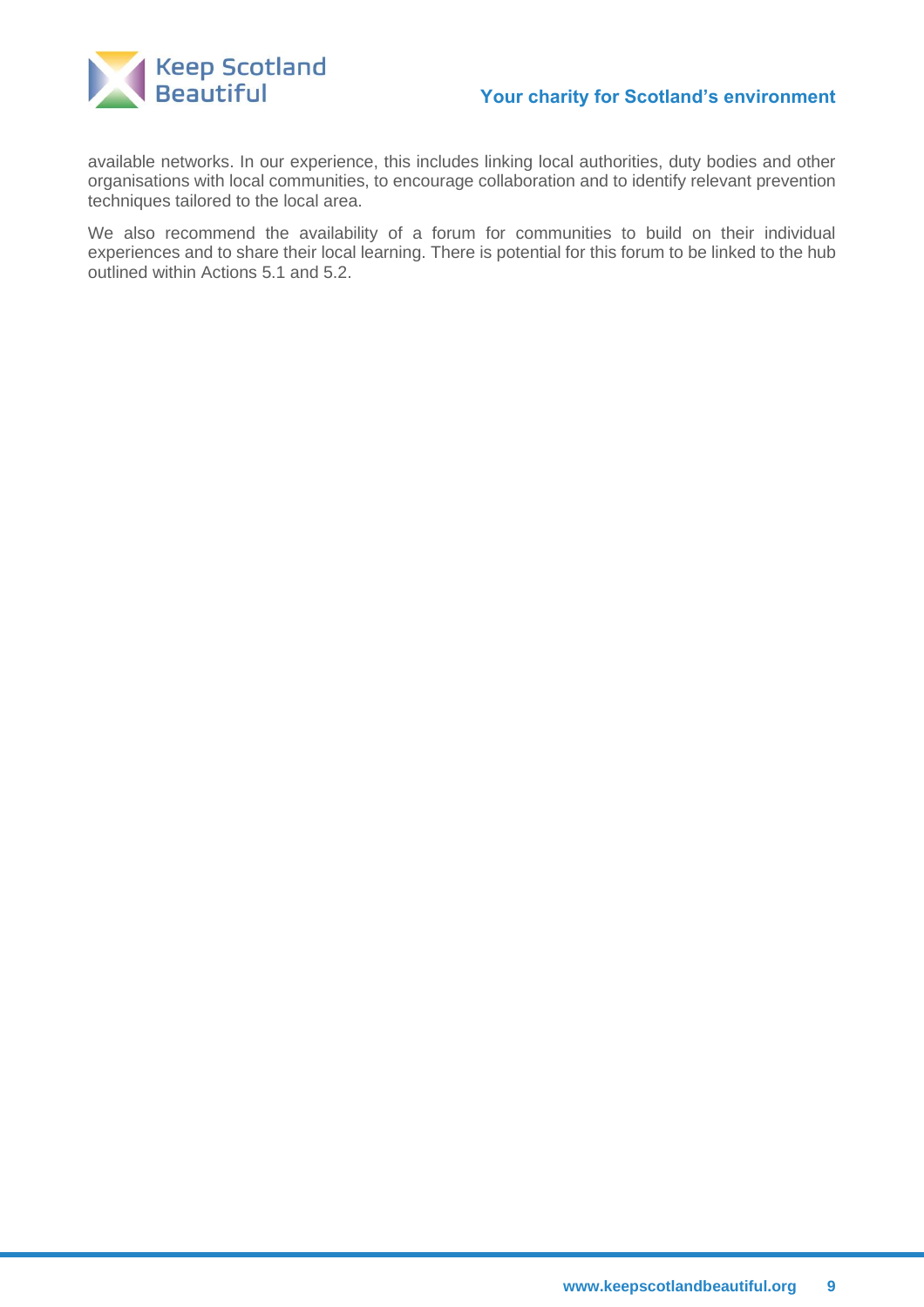available networks. In our experience, this includes linking local authorities, duty bodies and other organisations with local communities, to encourage collaboration and to identify relevant prevention techniques tailored to the local area.

We also recommend the availability of a forum for communities to build on their individual experiences and to share their local learning. There is potential for this forum to be linked to the hub outlined within Actions 5.1 and 5.2.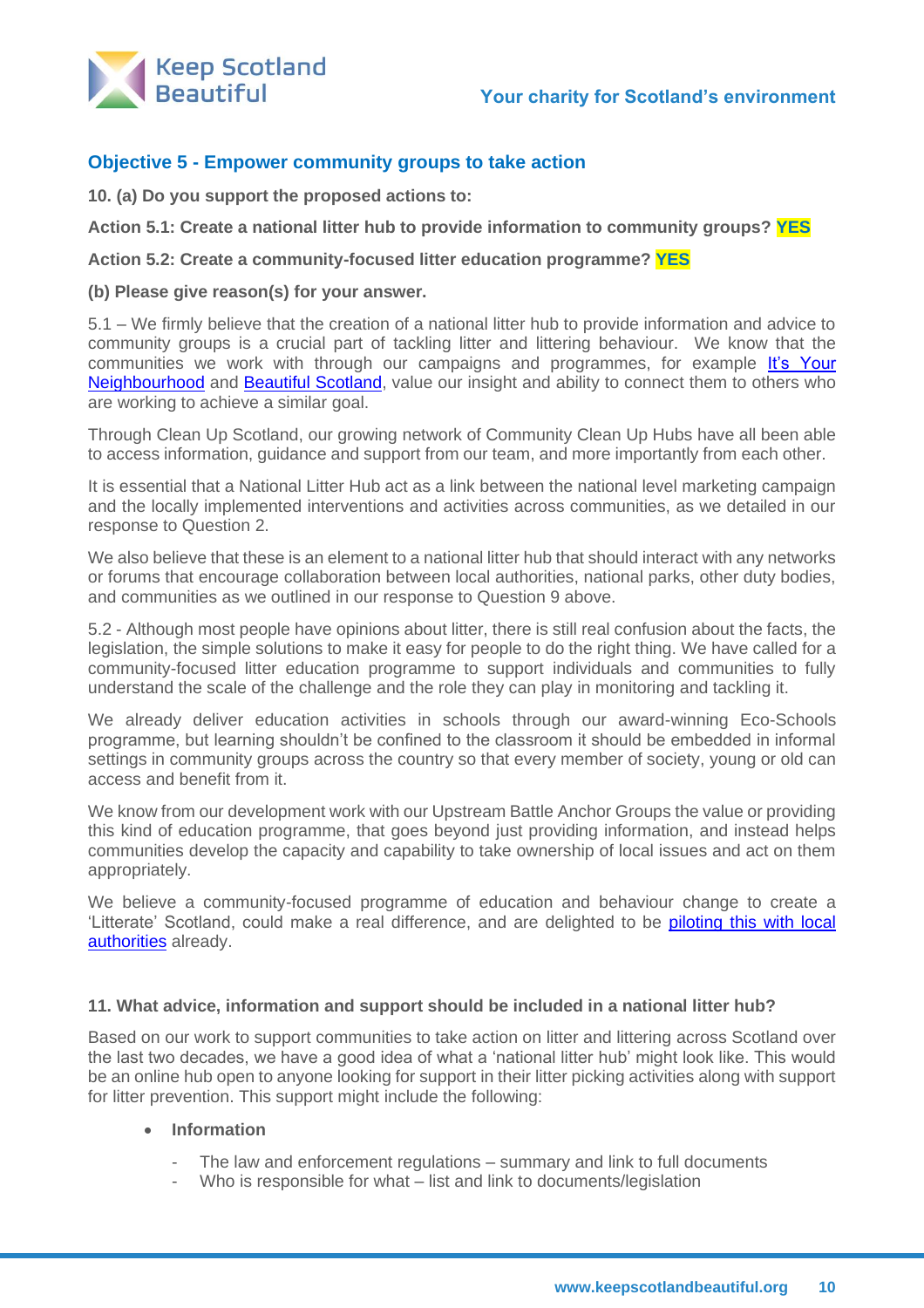## Objective 5 - Empower community groups to take action

**10. (a) Do you support the proposed actions to:**

**Action 5.1: Create a national litter hub to provide information to community groups? YES**

**Action 5.2: Create a community-focused litter education programme? YES**

**(b) Please give reason(s) for your answer.**

5.1 – We firmly believe that the creation of a national litter hub to provide information and advice to community groups is a crucial part of tackling litter and littering behaviour. We know that the communities we work with through our campaigns and programmes, for example It's Your Neighbourhood and Beautiful Scotland, value our insight and ability to connect them to others who are working to achieve a similar goal.

Through Clean Up Scotland, our growing network of Community Clean Up Hubs have all been able to access information, guidance and support from our team, and more importantly from each other.

It is essential that a National Litter Hub act as a link between the national level marketing campaign and the locally implemented interventions and activities across communities, as we detailed in our response to Question 2.

We also believe that these is an element to a national litter hub that should interact with any networks or forums that encourage collaboration between local authorities, national parks, other duty bodies, and communities as we outlined in our response to Question 9 above.

5.2 - Although most people have opinions about litter, there is still real confusion about the facts, the legislation, the simple solutions to make it easy for people to do the right thing. We have called for a community-focused litter education programme to support individuals and communities to fully understand the scale of the challenge and the role they can play in monitoring and tackling it.

We already deliver education activities in schools through our award-winning Eco-Schools programme, but learning shouldn't be confined to the classroom it should be embedded in informal settings in community groups across the country so that every member of society, young or old can access and benefit from it.

We know from our development work with our Upstream Battle Anchor Groups the value or providing this kind of education programme, that goes beyond just providing information, and instead helps communities develop the capacity and capability to take ownership of local issues and act on them appropriately.

We believe a community-focused programme of education and behaviour change to create a 'Litterate' Scotland, could make a real difference, and are delighted to be piloting this with local authorities already.

**11. What advice, information and support should be included in a national litter hub?**

Based on our work to support communities to take action on litter and littering across Scotland over the last two decades, we have a good idea of what a 'national litter hub' might look like. This would be an online hub open to anyone looking for support in their litter picking activities along with support for litter prevention. This support might include the following:

- **Information**
  - The law and enforcement regulations – summary and link to full documents
  - Who is responsible for what – list and link to documents/legislation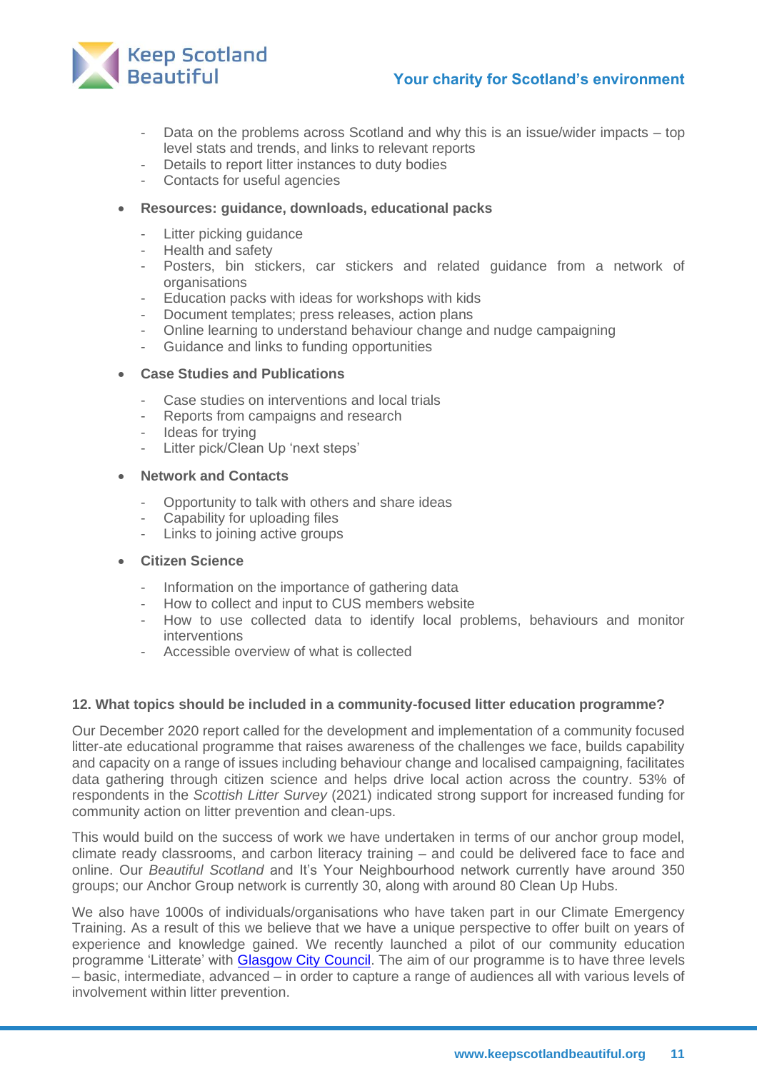- Data on the problems across Scotland and why this is an issue/wider impacts – top level stats and trends, and links to relevant reports
- Details to report litter instances to duty bodies
- Contacts for useful agencies

- **Resources: guidance, downloads, educational packs**
  - Litter picking guidance
  - Health and safety
  - Posters, bin stickers, car stickers and related guidance from a network of organisations
  - Education packs with ideas for workshops with kids
  - Document templates; press releases, action plans
  - Online learning to understand behaviour change and nudge campaigning
  - Guidance and links to funding opportunities

- **Case Studies and Publications**
  - Case studies on interventions and local trials
  - Reports from campaigns and research
  - Ideas for trying
  - Litter pick/Clean Up 'next steps'

- **Network and Contacts**
  - Opportunity to talk with others and share ideas
  - Capability for uploading files
  - Links to joining active groups

- **Citizen Science**
  - Information on the importance of gathering data
  - How to collect and input to CUS members website
  - How to use collected data to identify local problems, behaviours and monitor interventions
  - Accessible overview of what is collected

**12. What topics should be included in a community-focused litter education programme?**

Our December 2020 report called for the development and implementation of a community focused litter-ate educational programme that raises awareness of the challenges we face, builds capability and capacity on a range of issues including behaviour change and localised campaigning, facilitates data gathering through citizen science and helps drive local action across the country. 53% of respondents in the *Scottish Litter Survey* (2021) indicated strong support for increased funding for community action on litter prevention and clean-ups.

This would build on the success of work we have undertaken in terms of our anchor group model, climate ready classrooms, and carbon literacy training – and could be delivered face to face and online. Our *Beautiful Scotland* and It's Your Neighbourhood network currently have around 350 groups; our Anchor Group network is currently 30, along with around 80 Clean Up Hubs.

We also have 1000s of individuals/organisations who have taken part in our Climate Emergency Training. As a result of this we believe that we have a unique perspective to offer built on years of experience and knowledge gained. We recently launched a pilot of our community education programme 'Litterate' with Glasgow City Council. The aim of our programme is to have three levels – basic, intermediate, advanced – in order to capture a range of audiences all with various levels of involvement within litter prevention.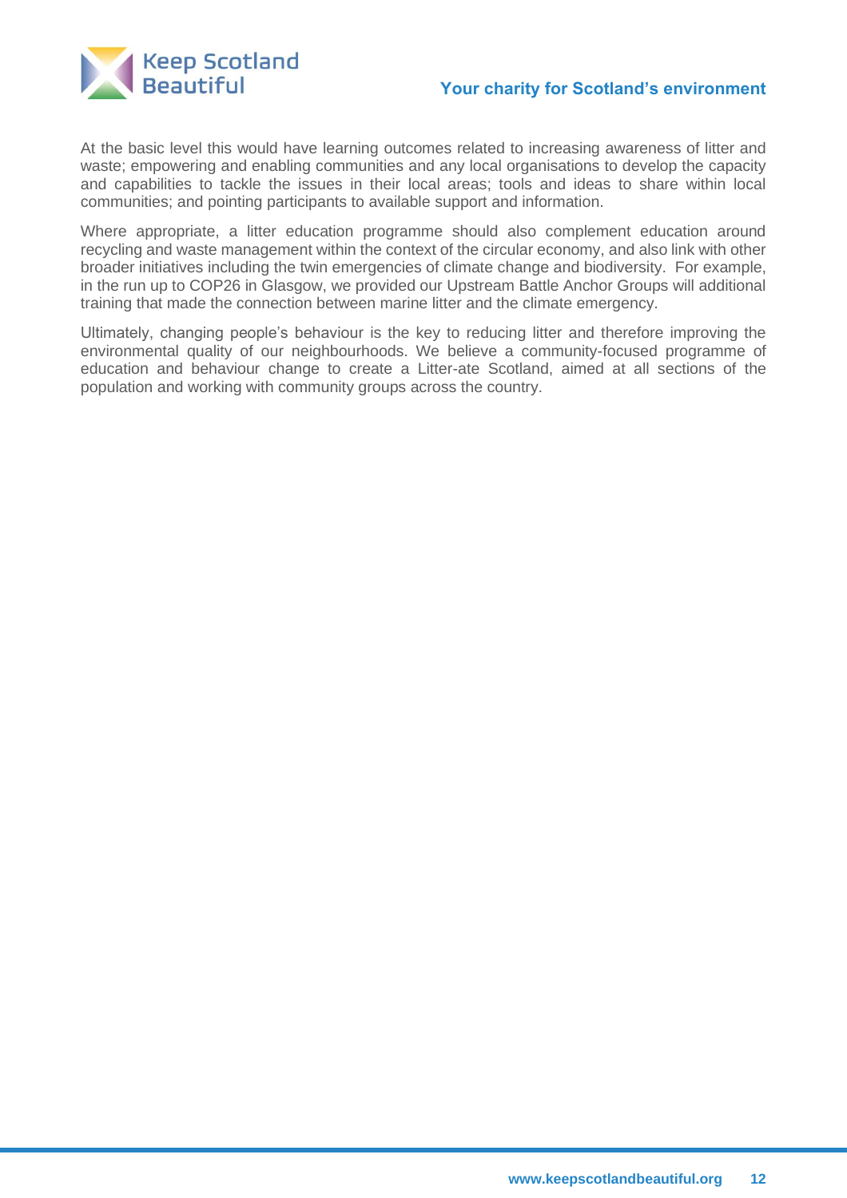At the basic level this would have learning outcomes related to increasing awareness of litter and waste; empowering and enabling communities and any local organisations to develop the capacity and capabilities to tackle the issues in their local areas; tools and ideas to share within local communities; and pointing participants to available support and information.

Where appropriate, a litter education programme should also complement education around recycling and waste management within the context of the circular economy, and also link with other broader initiatives including the twin emergencies of climate change and biodiversity. For example, in the run up to COP26 in Glasgow, we provided our Upstream Battle Anchor Groups will additional training that made the connection between marine litter and the climate emergency.

Ultimately, changing people's behaviour is the key to reducing litter and therefore improving the environmental quality of our neighbourhoods. We believe a community-focused programme of education and behaviour change to create a Litter-ate Scotland, aimed at all sections of the population and working with community groups across the country.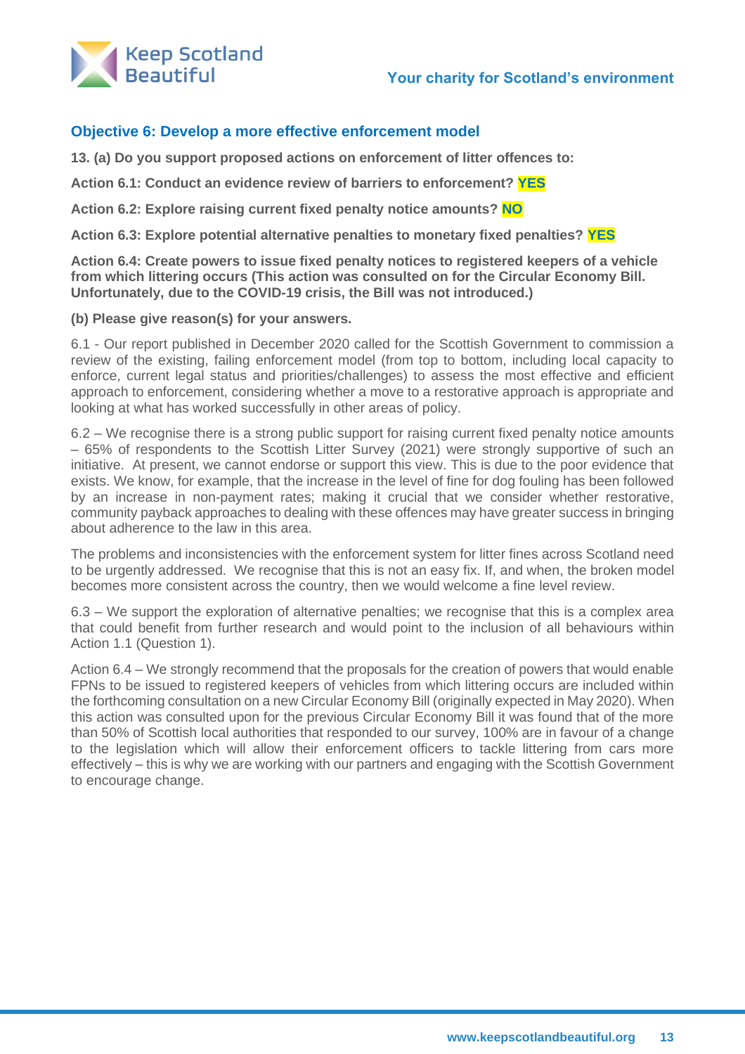## Objective 6: Develop a more effective enforcement model

**13. (a) Do you support proposed actions on enforcement of litter offences to:**

**Action 6.1: Conduct an evidence review of barriers to enforcement? YES**

**Action 6.2: Explore raising current fixed penalty notice amounts? NO**

**Action 6.3: Explore potential alternative penalties to monetary fixed penalties? YES**

**Action 6.4: Create powers to issue fixed penalty notices to registered keepers of a vehicle from which littering occurs (This action was consulted on for the Circular Economy Bill. Unfortunately, due to the COVID-19 crisis, the Bill was not introduced.)**

**(b) Please give reason(s) for your answers.**

6.1 - Our report published in December 2020 called for the Scottish Government to commission a review of the existing, failing enforcement model (from top to bottom, including local capacity to enforce, current legal status and priorities/challenges) to assess the most effective and efficient approach to enforcement, considering whether a move to a restorative approach is appropriate and looking at what has worked successfully in other areas of policy.

6.2 – We recognise there is a strong public support for raising current fixed penalty notice amounts – 65% of respondents to the Scottish Litter Survey (2021) were strongly supportive of such an initiative. At present, we cannot endorse or support this view. This is due to the poor evidence that exists. We know, for example, that the increase in the level of fine for dog fouling has been followed by an increase in non-payment rates; making it crucial that we consider whether restorative, community payback approaches to dealing with these offences may have greater success in bringing about adherence to the law in this area.

The problems and inconsistencies with the enforcement system for litter fines across Scotland need to be urgently addressed. We recognise that this is not an easy fix. If, and when, the broken model becomes more consistent across the country, then we would welcome a fine level review.

6.3 – We support the exploration of alternative penalties; we recognise that this is a complex area that could benefit from further research and would point to the inclusion of all behaviours within Action 1.1 (Question 1).

Action 6.4 – We strongly recommend that the proposals for the creation of powers that would enable FPNs to be issued to registered keepers of vehicles from which littering occurs are included within the forthcoming consultation on a new Circular Economy Bill (originally expected in May 2020). When this action was consulted upon for the previous Circular Economy Bill it was found that of the more than 50% of Scottish local authorities that responded to our survey, 100% are in favour of a change to the legislation which will allow their enforcement officers to tackle littering from cars more effectively – this is why we are working with our partners and engaging with the Scottish Government to encourage change.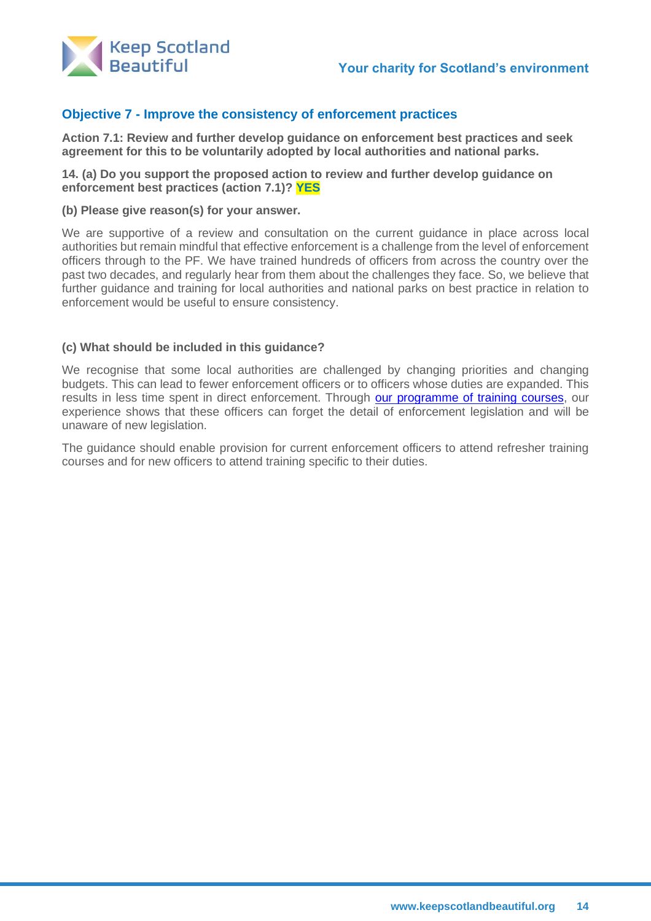## Objective 7 - Improve the consistency of enforcement practices

**Action 7.1: Review and further develop guidance on enforcement best practices and seek agreement for this to be voluntarily adopted by local authorities and national parks.**

**14. (a) Do you support the proposed action to review and further develop guidance on enforcement best practices (action 7.1)? YES**

**(b) Please give reason(s) for your answer.**

We are supportive of a review and consultation on the current guidance in place across local authorities but remain mindful that effective enforcement is a challenge from the level of enforcement officers through to the PF. We have trained hundreds of officers from across the country over the past two decades, and regularly hear from them about the challenges they face. So, we believe that further guidance and training for local authorities and national parks on best practice in relation to enforcement would be useful to ensure consistency.

**(c) What should be included in this guidance?**

We recognise that some local authorities are challenged by changing priorities and changing budgets. This can lead to fewer enforcement officers or to officers whose duties are expanded. This results in less time spent in direct enforcement. Through our programme of training courses, our experience shows that these officers can forget the detail of enforcement legislation and will be unaware of new legislation.

The guidance should enable provision for current enforcement officers to attend refresher training courses and for new officers to attend training specific to their duties.